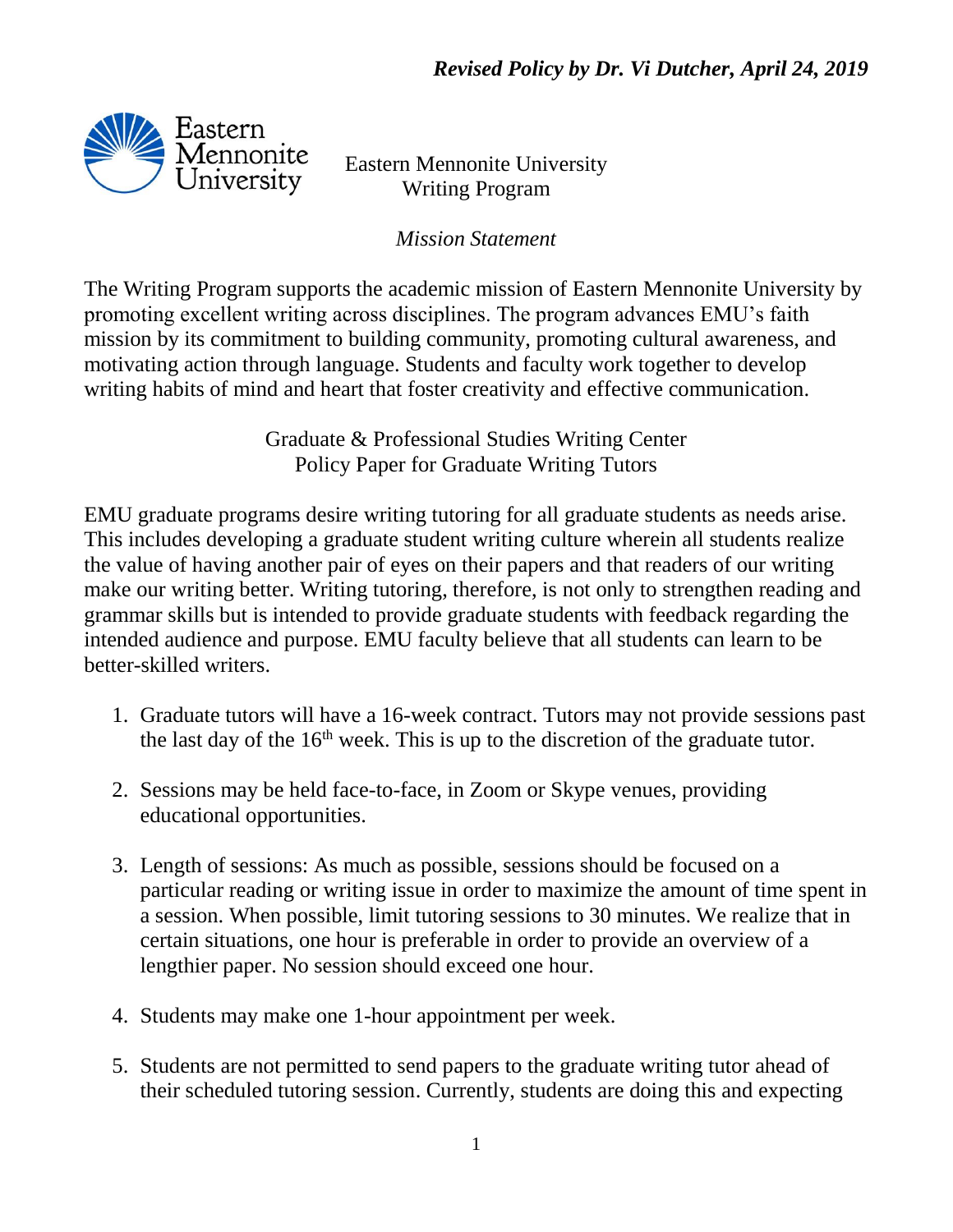*Revised Policy by Dr. Vi Dutcher, April 24, 2019*

Eastern Mennonite University
Writing Program

*Mission Statement*

The Writing Program supports the academic mission of Eastern Mennonite University by promoting excellent writing across disciplines. The program advances EMU's faith mission by its commitment to building community, promoting cultural awareness, and motivating action through language. Students and faculty work together to develop writing habits of mind and heart that foster creativity and effective communication.

Graduate & Professional Studies Writing Center
Policy Paper for Graduate Writing Tutors

EMU graduate programs desire writing tutoring for all graduate students as needs arise. This includes developing a graduate student writing culture wherein all students realize the value of having another pair of eyes on their papers and that readers of our writing make our writing better. Writing tutoring, therefore, is not only to strengthen reading and grammar skills but is intended to provide graduate students with feedback regarding the intended audience and purpose. EMU faculty believe that all students can learn to be better-skilled writers.

1. Graduate tutors will have a 16-week contract. Tutors may not provide sessions past the last day of the 16th week. This is up to the discretion of the graduate tutor.

2. Sessions may be held face-to-face, in Zoom or Skype venues, providing educational opportunities.

3. Length of sessions: As much as possible, sessions should be focused on a particular reading or writing issue in order to maximize the amount of time spent in a session. When possible, limit tutoring sessions to 30 minutes. We realize that in certain situations, one hour is preferable in order to provide an overview of a lengthier paper. No session should exceed one hour.

4. Students may make one 1-hour appointment per week.

5. Students are not permitted to send papers to the graduate writing tutor ahead of their scheduled tutoring session. Currently, students are doing this and expecting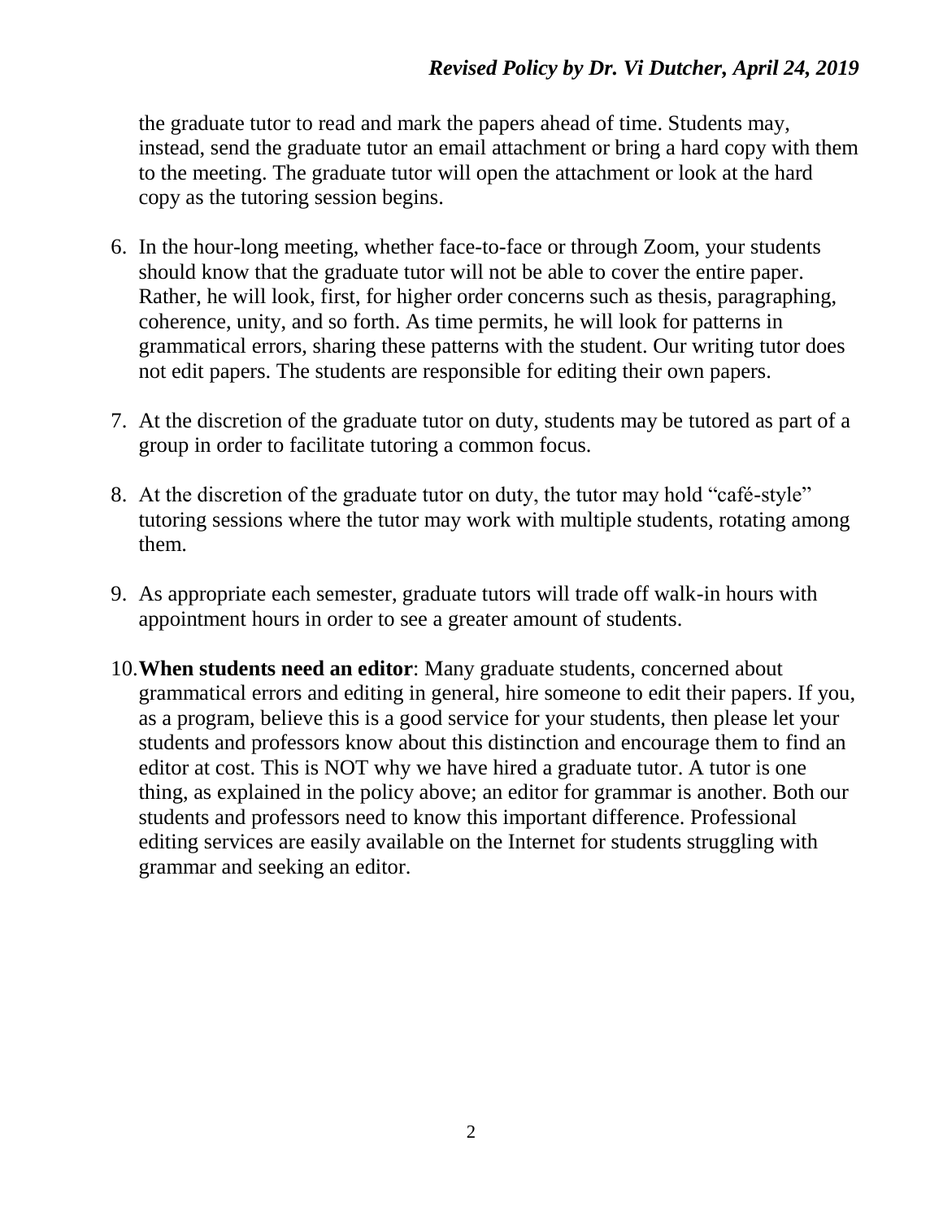the graduate tutor to read and mark the papers ahead of time. Students may, instead, send the graduate tutor an email attachment or bring a hard copy with them to the meeting. The graduate tutor will open the attachment or look at the hard copy as the tutoring session begins.

6. In the hour-long meeting, whether face-to-face or through Zoom, your students should know that the graduate tutor will not be able to cover the entire paper. Rather, he will look, first, for higher order concerns such as thesis, paragraphing, coherence, unity, and so forth. As time permits, he will look for patterns in grammatical errors, sharing these patterns with the student. Our writing tutor does not edit papers. The students are responsible for editing their own papers.

7. At the discretion of the graduate tutor on duty, students may be tutored as part of a group in order to facilitate tutoring a common focus.

8. At the discretion of the graduate tutor on duty, the tutor may hold "café-style" tutoring sessions where the tutor may work with multiple students, rotating among them.

9. As appropriate each semester, graduate tutors will trade off walk-in hours with appointment hours in order to see a greater amount of students.

10. **When students need an editor**: Many graduate students, concerned about grammatical errors and editing in general, hire someone to edit their papers. If you, as a program, believe this is a good service for your students, then please let your students and professors know about this distinction and encourage them to find an editor at cost. This is NOT why we have hired a graduate tutor. A tutor is one thing, as explained in the policy above; an editor for grammar is another. Both our students and professors need to know this important difference. Professional editing services are easily available on the Internet for students struggling with grammar and seeking an editor.